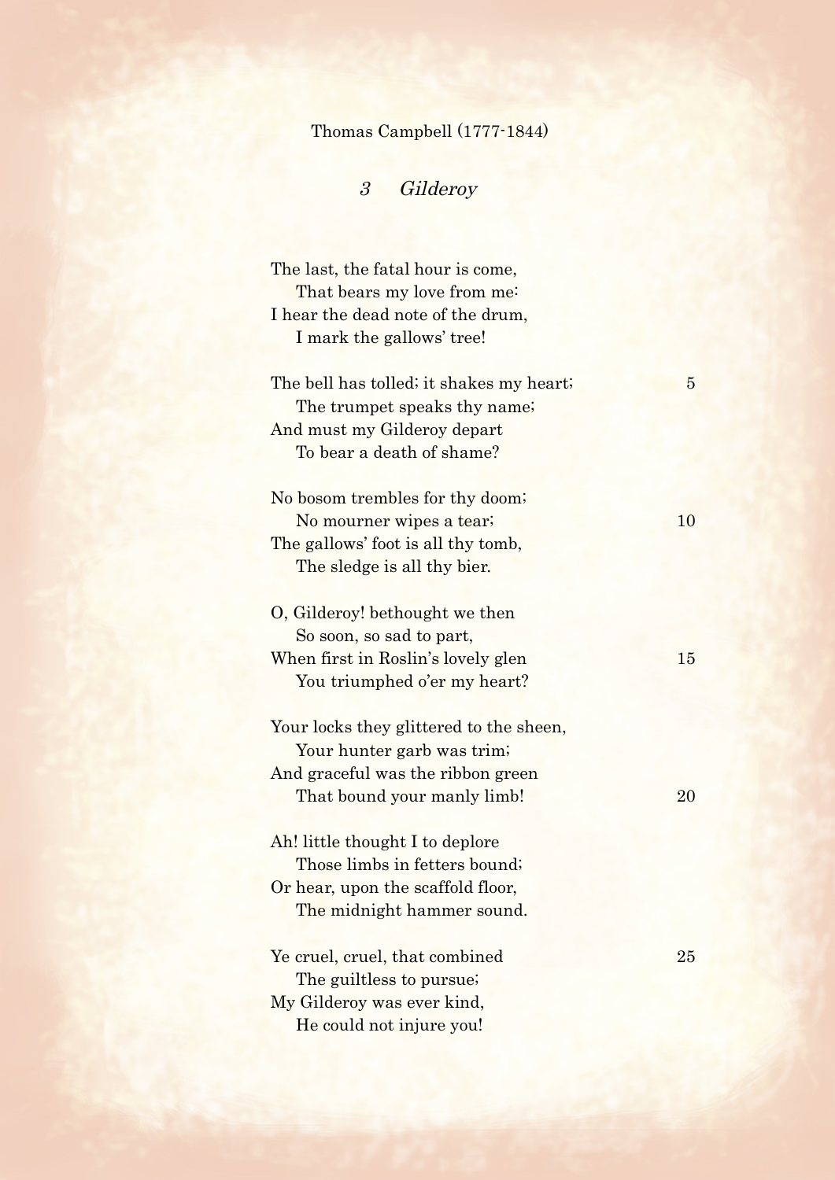Thomas Campbell (1777-1844)

## *3 Gilderoy*

The last, the fatal hour is come,  
    That bears my love from me:  
I hear the dead note of the drum,  
    I mark the gallows' tree!

The bell has tolled; it shakes my heart;  
    The trumpet speaks thy name;  
And must my Gilderoy depart  
    To bear a death of shame?

No bosom trembles for thy doom;  
    No mourner wipes a tear;  
The gallows' foot is all thy tomb,  
    The sledge is all thy bier.

O, Gilderoy! bethought we then  
    So soon, so sad to part,  
When first in Roslin's lovely glen  
    You triumphed o'er my heart?

Your locks they glittered to the sheen,  
    Your hunter garb was trim;  
And graceful was the ribbon green  
    That bound your manly limb!

Ah! little thought I to deplore  
    Those limbs in fetters bound;  
Or hear, upon the scaffold floor,  
    The midnight hammer sound.

Ye cruel, cruel, that combined  
    The guiltless to pursue;  
My Gilderoy was ever kind,  
    He could not injure you!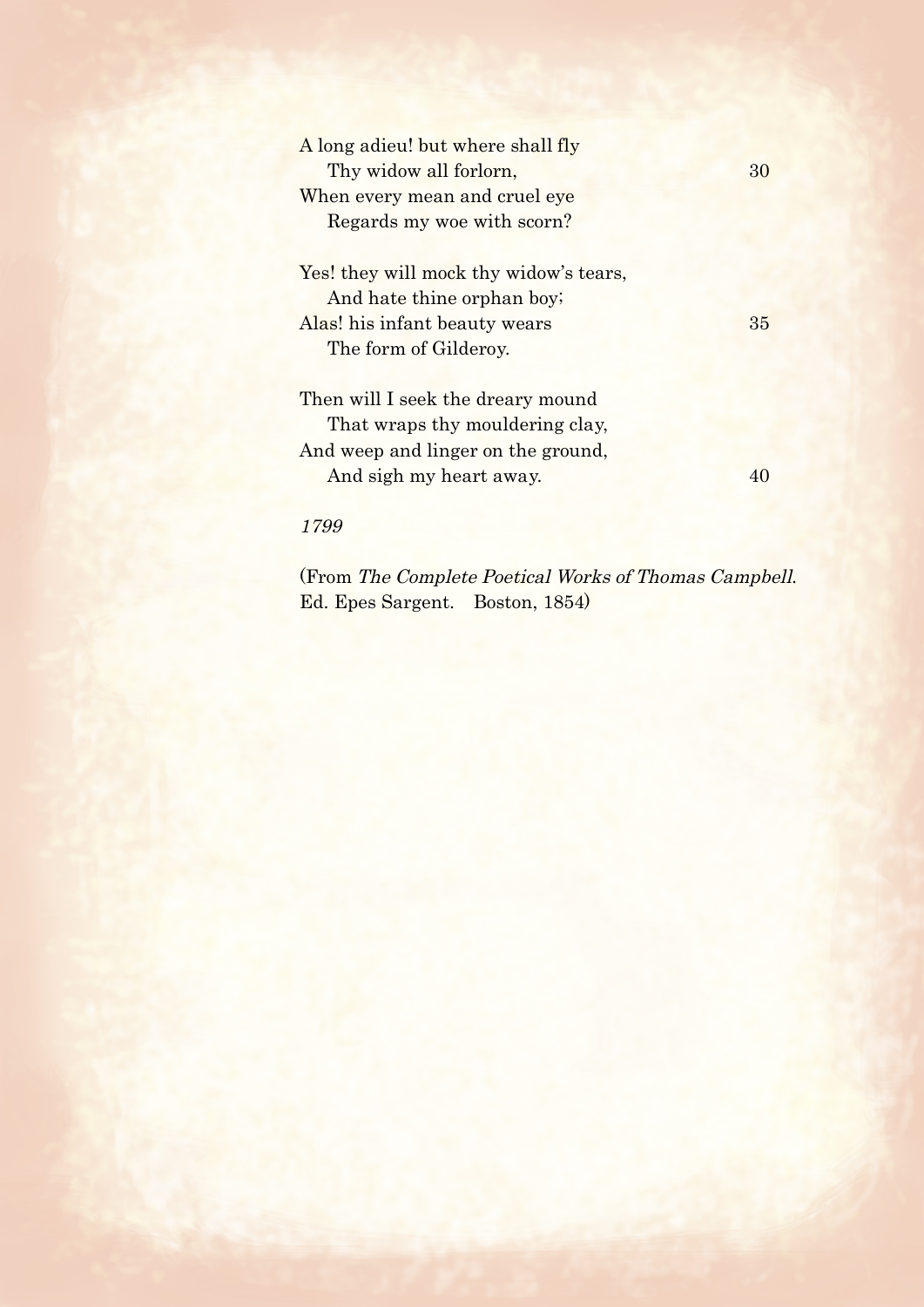A long adieu! but where shall fly
    Thy widow all forlorn,                                    30
When every mean and cruel eye
    Regards my woe with scorn?

Yes! they will mock thy widow's tears,
    And hate thine orphan boy;
Alas! his infant beauty wears                              35
    The form of Gilderoy.

Then will I seek the dreary mound
    That wraps thy mouldering clay,
And weep and linger on the ground,
    And sigh my heart away.                                   40

*1799*

(From *The Complete Poetical Works of Thomas Campbell*. Ed. Epes Sargent. Boston, 1854)